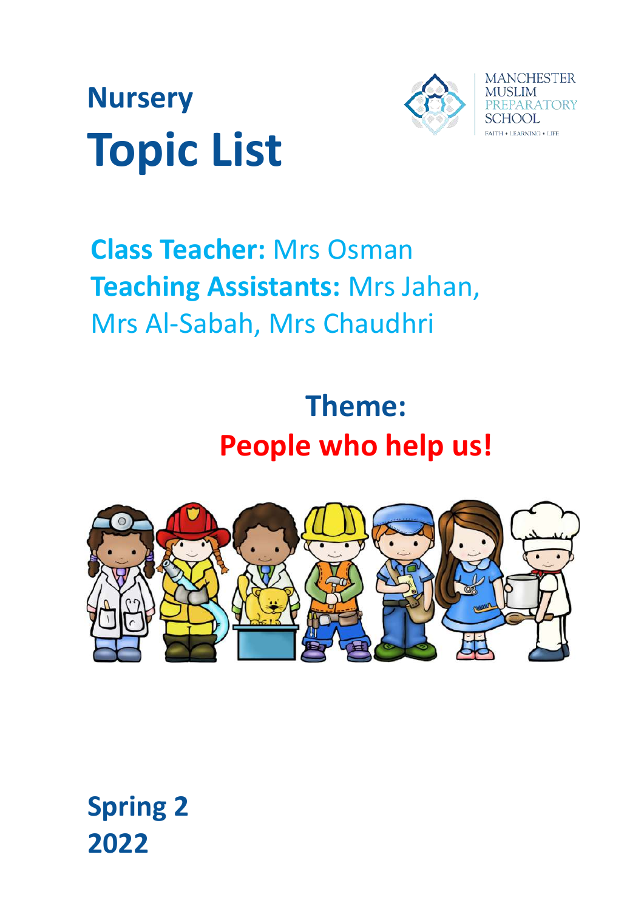# Nursery

# Topic List

MANCHESTER MUSLIM PREPARATORY SCHOOL
FAITH • LEARNING • LIFE

**Class Teacher:** Mrs Osman

**Teaching Assistants:** Mrs Jahan, Mrs Al-Sabah, Mrs Chaudhri

## Theme:

## People who help us!

**Spring 2**

**2022**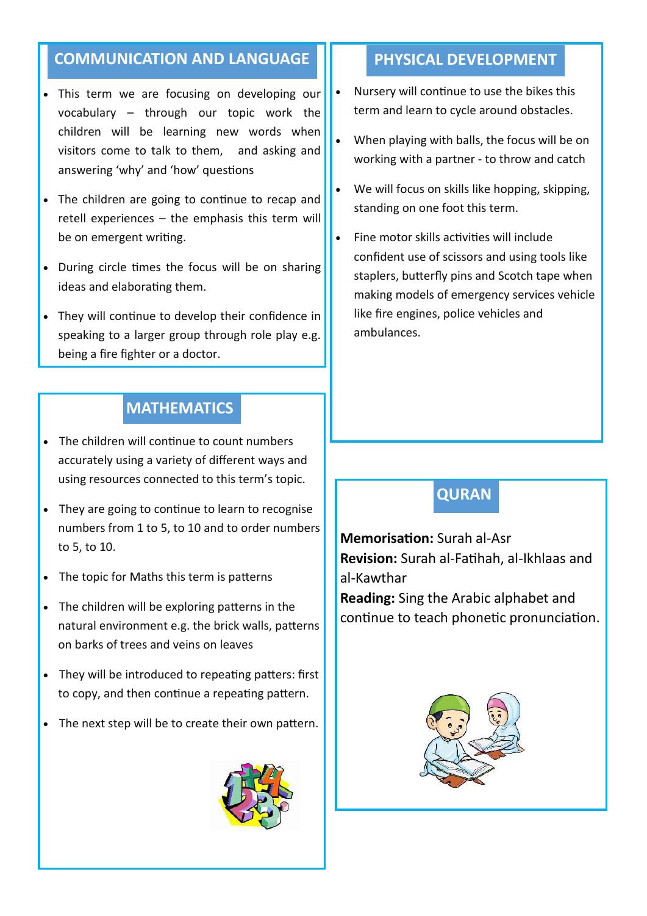## COMMUNICATION AND LANGUAGE

- This term we are focusing on developing our vocabulary – through our topic work the children will be learning new words when visitors come to talk to them, and asking and answering 'why' and 'how' questions
- The children are going to continue to recap and retell experiences – the emphasis this term will be on emergent writing.
- During circle times the focus will be on sharing ideas and elaborating them.
- They will continue to develop their confidence in speaking to a larger group through role play e.g. being a fire fighter or a doctor.

## MATHEMATICS

- The children will continue to count numbers accurately using a variety of different ways and using resources connected to this term's topic.
- They are going to continue to learn to recognise numbers from 1 to 5, to 10 and to order numbers to 5, to 10.
- The topic for Maths this term is patterns
- The children will be exploring patterns in the natural environment e.g. the brick walls, patterns on barks of trees and veins on leaves
- They will be introduced to repeating patters: first to copy, and then continue a repeating pattern.
- The next step will be to create their own pattern.

## PHYSICAL DEVELOPMENT

- Nursery will continue to use the bikes this term and learn to cycle around obstacles.
- When playing with balls, the focus will be on working with a partner - to throw and catch
- We will focus on skills like hopping, skipping, standing on one foot this term.
- Fine motor skills activities will include confident use of scissors and using tools like staplers, butterfly pins and Scotch tape when making models of emergency services vehicle like fire engines, police vehicles and ambulances.

## QURAN

**Memorisation:** Surah al-Asr
**Revision:** Surah al-Fatihah, al-Ikhlaas and al-Kawthar
**Reading:** Sing the Arabic alphabet and continue to teach phonetic pronunciation.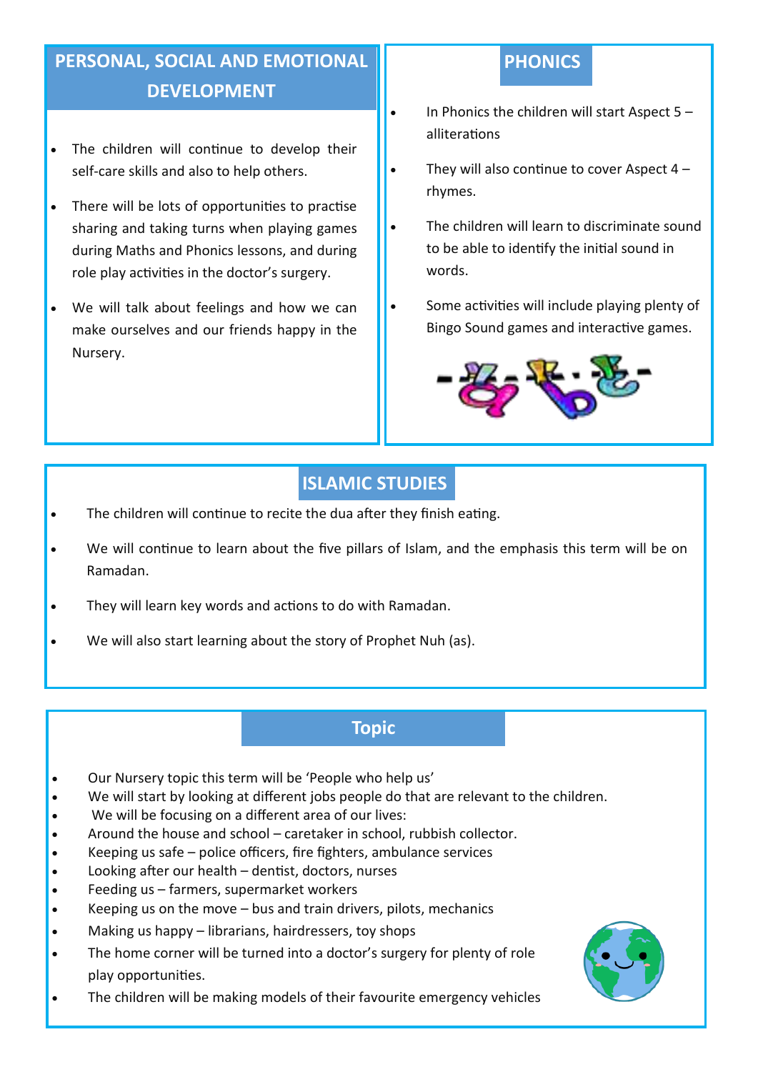## PERSONAL, SOCIAL AND EMOTIONAL DEVELOPMENT

- The children will continue to develop their self-care skills and also to help others.
- There will be lots of opportunities to practise sharing and taking turns when playing games during Maths and Phonics lessons, and during role play activities in the doctor's surgery.
- We will talk about feelings and how we can make ourselves and our friends happy in the Nursery.

## PHONICS

- In Phonics the children will start Aspect 5 – alliterations
- They will also continue to cover Aspect 4 – rhymes.
- The children will learn to discriminate sound to be able to identify the initial sound in words.
- Some activities will include playing plenty of Bingo Sound games and interactive games.

## ISLAMIC STUDIES

- The children will continue to recite the dua after they finish eating.
- We will continue to learn about the five pillars of Islam, and the emphasis this term will be on Ramadan.
- They will learn key words and actions to do with Ramadan.
- We will also start learning about the story of Prophet Nuh (as).

## Topic

- Our Nursery topic this term will be 'People who help us'
- We will start by looking at different jobs people do that are relevant to the children.
- We will be focusing on a different area of our lives:
- Around the house and school – caretaker in school, rubbish collector.
- Keeping us safe – police officers, fire fighters, ambulance services
- Looking after our health – dentist, doctors, nurses
- Feeding us – farmers, supermarket workers
- Keeping us on the move – bus and train drivers, pilots, mechanics
- Making us happy – librarians, hairdressers, toy shops
- The home corner will be turned into a doctor's surgery for plenty of role play opportunities.
- The children will be making models of their favourite emergency vehicles